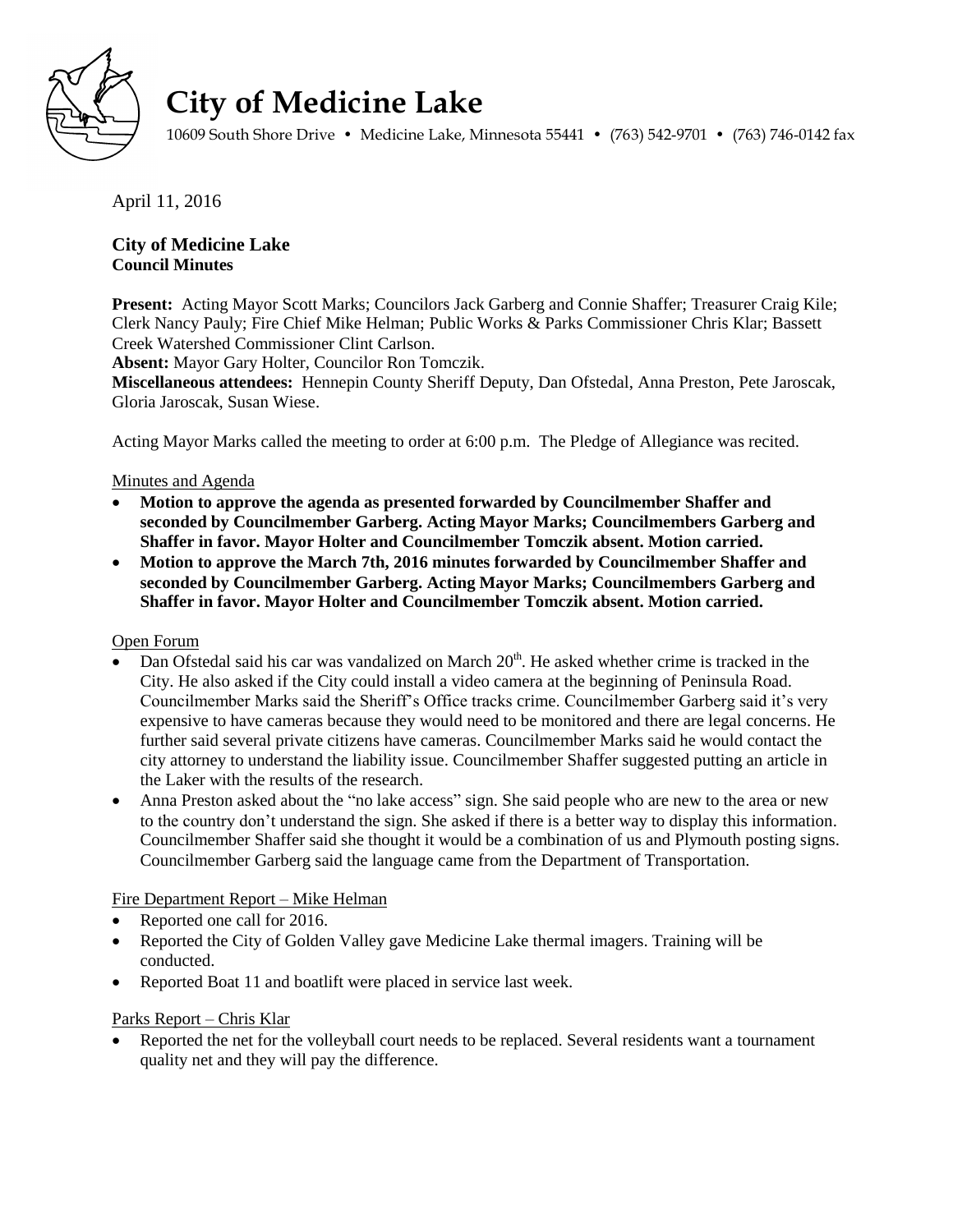# City of Medicine Lake

10609 South Shore Drive • Medicine Lake, Minnesota 55441 • (763) 542-9701 • (763) 746-0142 fax

April 11, 2016

**City of Medicine Lake**
**Council Minutes**

**Present:** Acting Mayor Scott Marks; Councilors Jack Garberg and Connie Shaffer; Treasurer Craig Kile; Clerk Nancy Pauly; Fire Chief Mike Helman; Public Works & Parks Commissioner Chris Klar; Bassett Creek Watershed Commissioner Clint Carlson.
**Absent:** Mayor Gary Holter, Councilor Ron Tomczik.
**Miscellaneous attendees:** Hennepin County Sheriff Deputy, Dan Ofstedal, Anna Preston, Pete Jaroscak, Gloria Jaroscak, Susan Wiese.

Acting Mayor Marks called the meeting to order at 6:00 p.m. The Pledge of Allegiance was recited.

Minutes and Agenda

- **Motion to approve the agenda as presented forwarded by Councilmember Shaffer and seconded by Councilmember Garberg. Acting Mayor Marks; Councilmembers Garberg and Shaffer in favor. Mayor Holter and Councilmember Tomczik absent. Motion carried.**
- **Motion to approve the March 7th, 2016 minutes forwarded by Councilmember Shaffer and seconded by Councilmember Garberg. Acting Mayor Marks; Councilmembers Garberg and Shaffer in favor. Mayor Holter and Councilmember Tomczik absent. Motion carried.**

Open Forum

- Dan Ofstedal said his car was vandalized on March 20th. He asked whether crime is tracked in the City. He also asked if the City could install a video camera at the beginning of Peninsula Road. Councilmember Marks said the Sheriff's Office tracks crime. Councilmember Garberg said it's very expensive to have cameras because they would need to be monitored and there are legal concerns. He further said several private citizens have cameras. Councilmember Marks said he would contact the city attorney to understand the liability issue. Councilmember Shaffer suggested putting an article in the Laker with the results of the research.
- Anna Preston asked about the "no lake access" sign. She said people who are new to the area or new to the country don't understand the sign. She asked if there is a better way to display this information. Councilmember Shaffer said she thought it would be a combination of us and Plymouth posting signs. Councilmember Garberg said the language came from the Department of Transportation.

Fire Department Report – Mike Helman

- Reported one call for 2016.
- Reported the City of Golden Valley gave Medicine Lake thermal imagers. Training will be conducted.
- Reported Boat 11 and boatlift were placed in service last week.

Parks Report – Chris Klar

- Reported the net for the volleyball court needs to be replaced. Several residents want a tournament quality net and they will pay the difference.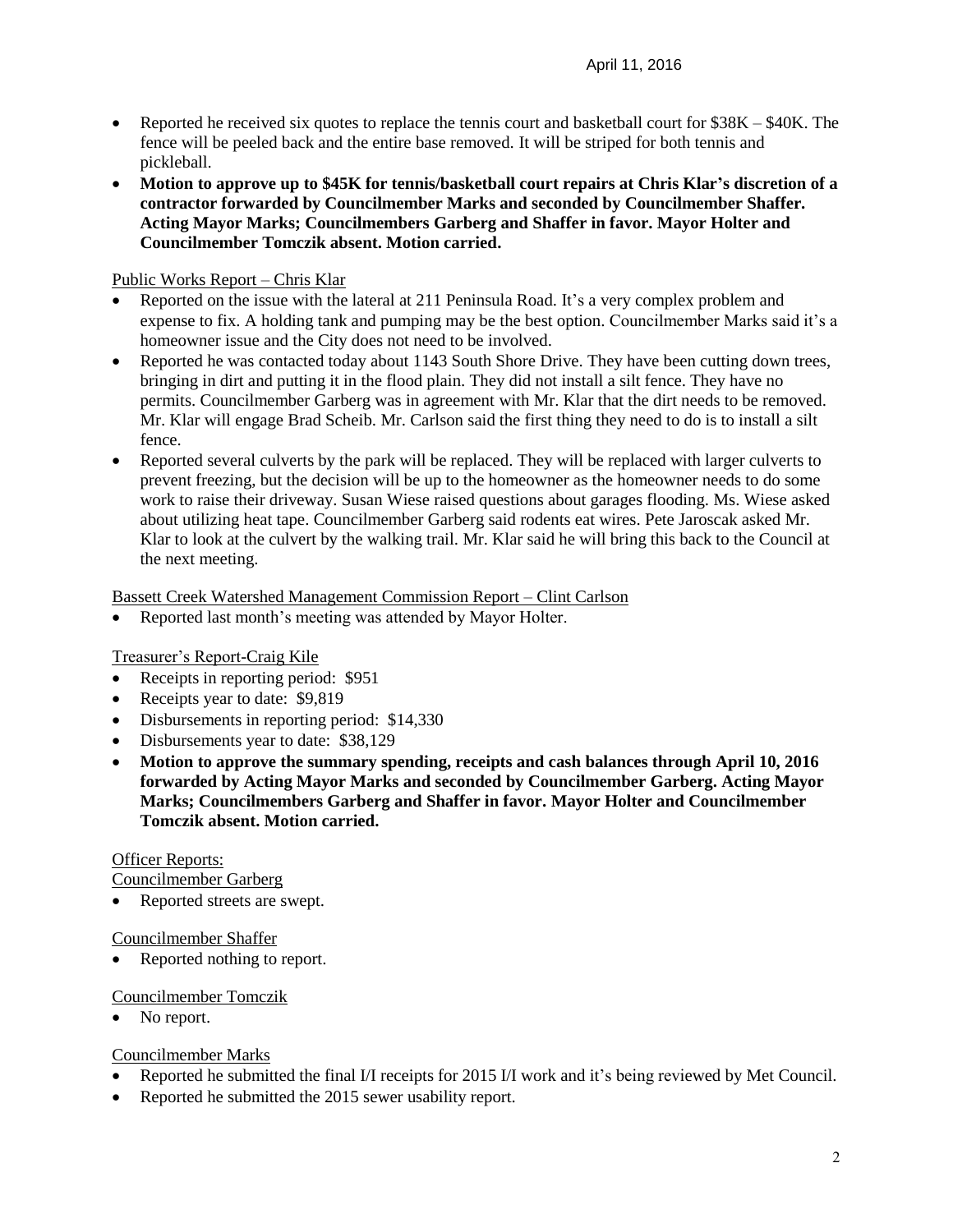- Reported he received six quotes to replace the tennis court and basketball court for $38K – $40K. The fence will be peeled back and the entire base removed. It will be striped for both tennis and pickleball.
- **Motion to approve up to $45K for tennis/basketball court repairs at Chris Klar's discretion of a contractor forwarded by Councilmember Marks and seconded by Councilmember Shaffer. Acting Mayor Marks; Councilmembers Garberg and Shaffer in favor. Mayor Holter and Councilmember Tomczik absent. Motion carried.**

Public Works Report – Chris Klar

- Reported on the issue with the lateral at 211 Peninsula Road. It's a very complex problem and expense to fix. A holding tank and pumping may be the best option. Councilmember Marks said it's a homeowner issue and the City does not need to be involved.
- Reported he was contacted today about 1143 South Shore Drive. They have been cutting down trees, bringing in dirt and putting it in the flood plain. They did not install a silt fence. They have no permits. Councilmember Garberg was in agreement with Mr. Klar that the dirt needs to be removed. Mr. Klar will engage Brad Scheib. Mr. Carlson said the first thing they need to do is to install a silt fence.
- Reported several culverts by the park will be replaced. They will be replaced with larger culverts to prevent freezing, but the decision will be up to the homeowner as the homeowner needs to do some work to raise their driveway. Susan Wiese raised questions about garages flooding. Ms. Wiese asked about utilizing heat tape. Councilmember Garberg said rodents eat wires. Pete Jaroscak asked Mr. Klar to look at the culvert by the walking trail. Mr. Klar said he will bring this back to the Council at the next meeting.

Bassett Creek Watershed Management Commission Report – Clint Carlson

- Reported last month's meeting was attended by Mayor Holter.

Treasurer's Report-Craig Kile

- Receipts in reporting period: $951
- Receipts year to date: $9,819
- Disbursements in reporting period: $14,330
- Disbursements year to date: $38,129
- **Motion to approve the summary spending, receipts and cash balances through April 10, 2016 forwarded by Acting Mayor Marks and seconded by Councilmember Garberg. Acting Mayor Marks; Councilmembers Garberg and Shaffer in favor. Mayor Holter and Councilmember Tomczik absent. Motion carried.**

Officer Reports:

Councilmember Garberg

- Reported streets are swept.

Councilmember Shaffer

- Reported nothing to report.

Councilmember Tomczik

- No report.

Councilmember Marks

- Reported he submitted the final I/I receipts for 2015 I/I work and it's being reviewed by Met Council.
- Reported he submitted the 2015 sewer usability report.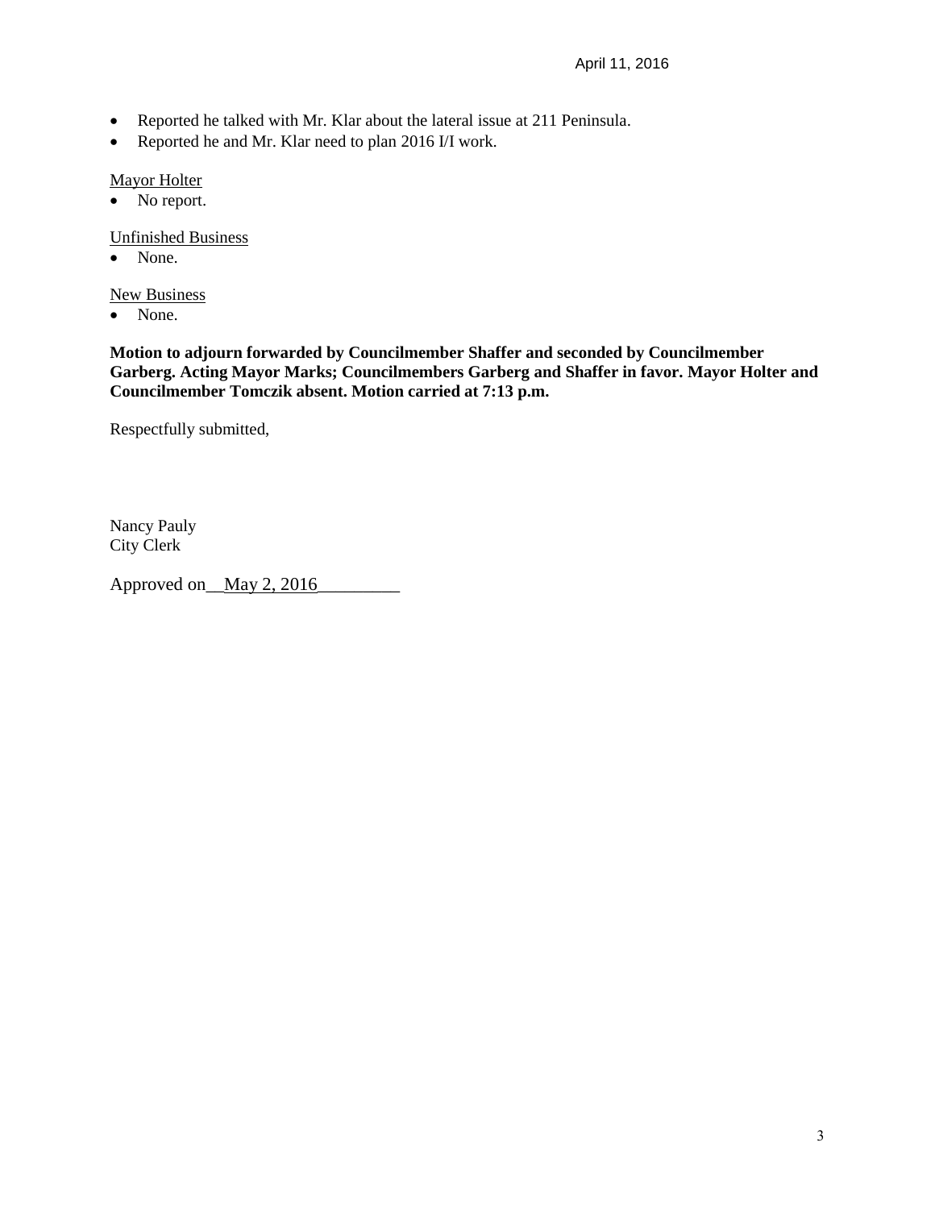- Reported he talked with Mr. Klar about the lateral issue at 211 Peninsula.
- Reported he and Mr. Klar need to plan 2016 I/I work.

Mayor Holter

- No report.

Unfinished Business

- None.

New Business

- None.

**Motion to adjourn forwarded by Councilmember Shaffer and seconded by Councilmember Garberg. Acting Mayor Marks; Councilmembers Garberg and Shaffer in favor. Mayor Holter and Councilmember Tomczik absent. Motion carried at 7:13 p.m.**

Respectfully submitted,

Nancy Pauly
City Clerk

Approved on May 2, 2016